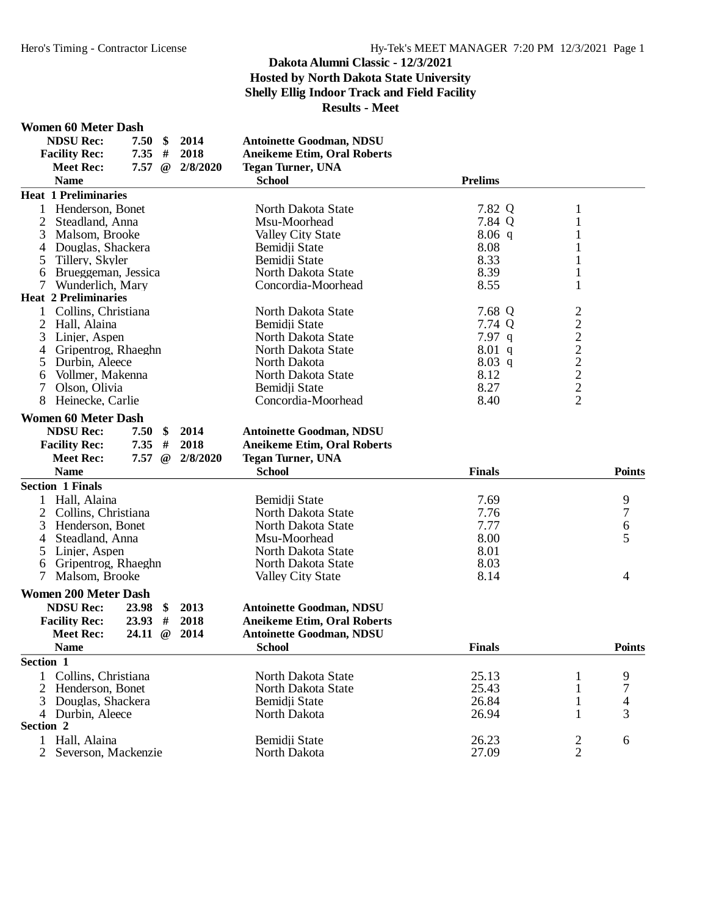# Dakota Alumni Classic - 12/3/2021

**Hosted by North Dakota State University**
**Shelly Ellig Indoor Track and Field Facility**
**Results - Meet**

## Women 60 Meter Dash

| | | | | |
|---|---|---|---|---|
| **NDSU Rec:** | 7.50 | $ | 2014 | Antoinette Goodman, NDSU |
| **Facility Rec:** | 7.35 | # | 2018 | Aneikeme Etim, Oral Roberts |
| **Meet Rec:** | 7.57 | @ | 2/8/2020 | Tegan Turner, UNA |

| | Name | School | Prelims | Heat |
|---|---|---|---|---|
| **Heat 1 Preliminaries** | | | | |
| 1 | Henderson, Bonet | North Dakota State | 7.82 Q | 1 |
| 2 | Steadland, Anna | Msu-Moorhead | 7.84 Q | 1 |
| 3 | Malsom, Brooke | Valley City State | 8.06 q | 1 |
| 4 | Douglas, Shackera | Bemidji State | 8.08 | 1 |
| 5 | Tillery, Skyler | Bemidji State | 8.33 | 1 |
| 6 | Brueggeman, Jessica | North Dakota State | 8.39 | 1 |
| 7 | Wunderlich, Mary | Concordia-Moorhead | 8.55 | 1 |
| **Heat 2 Preliminaries** | | | | |
| 1 | Collins, Christiana | North Dakota State | 7.68 Q | 2 |
| 2 | Hall, Alaina | Bemidji State | 7.74 Q | 2 |
| 3 | Linjer, Aspen | North Dakota State | 7.97 q | 2 |
| 4 | Gripentrog, Rhaeghn | North Dakota State | 8.01 q | 2 |
| 5 | Durbin, Aleece | North Dakota | 8.03 q | 2 |
| 6 | Vollmer, Makenna | North Dakota State | 8.12 | 2 |
| 7 | Olson, Olivia | Bemidji State | 8.27 | 2 |
| 8 | Heinecke, Carlie | Concordia-Moorhead | 8.40 | 2 |

## Women 60 Meter Dash

| | | | | |
|---|---|---|---|---|
| **NDSU Rec:** | 7.50 | $ | 2014 | Antoinette Goodman, NDSU |
| **Facility Rec:** | 7.35 | # | 2018 | Aneikeme Etim, Oral Roberts |
| **Meet Rec:** | 7.57 | @ | 2/8/2020 | Tegan Turner, UNA |

| | Name | School | Finals | Points |
|---|---|---|---|---|
| **Section 1 Finals** | | | | |
| 1 | Hall, Alaina | Bemidji State | 7.69 | 9 |
| 2 | Collins, Christiana | North Dakota State | 7.76 | 7 |
| 3 | Henderson, Bonet | North Dakota State | 7.77 | 6 |
| 4 | Steadland, Anna | Msu-Moorhead | 8.00 | 5 |
| 5 | Linjer, Aspen | North Dakota State | 8.01 | |
| 6 | Gripentrog, Rhaeghn | North Dakota State | 8.03 | |
| 7 | Malsom, Brooke | Valley City State | 8.14 | 4 |

## Women 200 Meter Dash

| | | | | |
|---|---|---|---|---|
| **NDSU Rec:** | 23.98 | $ | 2013 | Antoinette Goodman, NDSU |
| **Facility Rec:** | 23.93 | # | 2018 | Aneikeme Etim, Oral Roberts |
| **Meet Rec:** | 24.11 | @ | 2014 | Antoinette Goodman, NDSU |

| | Name | School | Finals | Section | Points |
|---|---|---|---|---|---|
| **Section 1** | | | | | |
| 1 | Collins, Christiana | North Dakota State | 25.13 | 1 | 9 |
| 2 | Henderson, Bonet | North Dakota State | 25.43 | 1 | 7 |
| 3 | Douglas, Shackera | Bemidji State | 26.84 | 1 | 4 |
| 4 | Durbin, Aleece | North Dakota | 26.94 | 1 | 3 |
| **Section 2** | | | | | |
| 1 | Hall, Alaina | Bemidji State | 26.23 | 2 | 6 |
| 2 | Severson, Mackenzie | North Dakota | 27.09 | 2 | |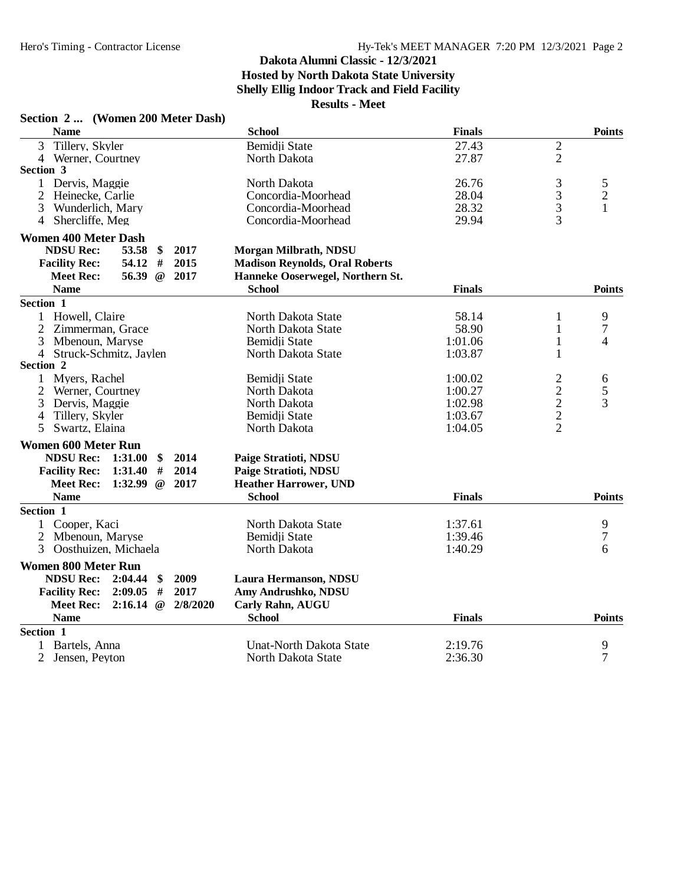# Dakota Alumni Classic - 12/3/2021

**Hosted by North Dakota State University**

**Shelly Ellig Indoor Track and Field Facility**

**Results - Meet**

### Section 2 ... (Women 200 Meter Dash)

| Name | School | Finals | | Points |
|---|---|---|---|---|
| 3 Tillery, Skyler | Bemidji State | 27.43 | 2 | |
| 4 Werner, Courtney | North Dakota | 27.87 | 2 | |
| **Section 3** | | | | |
| 1 Dervis, Maggie | North Dakota | 26.76 | 3 | 5 |
| 2 Heinecke, Carlie | Concordia-Moorhead | 28.04 | 3 | 2 |
| 3 Wunderlich, Mary | Concordia-Moorhead | 28.32 | 3 | 1 |
| 4 Shercliffe, Meg | Concordia-Moorhead | 29.94 | 3 | |

### Women 400 Meter Dash

**NDSU Rec:** 53.58 $ 2017 **Morgan Milbrath, NDSU**
**Facility Rec:** 54.12 # 2015 **Madison Reynolds, Oral Roberts**
**Meet Rec:** 56.39 @ 2017 **Hanneke Ooserwegel, Northern St.**

| Name | School | Finals | | Points |
|---|---|---|---|---|
| **Section 1** | | | | |
| 1 Howell, Claire | North Dakota State | 58.14 | 1 | 9 |
| 2 Zimmerman, Grace | North Dakota State | 58.90 | 1 | 7 |
| 3 Mbenoun, Maryse | Bemidji State | 1:01.06 | 1 | 4 |
| 4 Struck-Schmitz, Jaylen | North Dakota State | 1:03.87 | 1 | |
| **Section 2** | | | | |
| 1 Myers, Rachel | Bemidji State | 1:00.02 | 2 | 6 |
| 2 Werner, Courtney | North Dakota | 1:00.27 | 2 | 5 |
| 3 Dervis, Maggie | North Dakota | 1:02.98 | 2 | 3 |
| 4 Tillery, Skyler | Bemidji State | 1:03.67 | 2 | |
| 5 Swartz, Elaina | North Dakota | 1:04.05 | 2 | |

### Women 600 Meter Run

**NDSU Rec:** 1:31.00 $ 2014 **Paige Stratioti, NDSU**
**Facility Rec:** 1:31.40 # 2014 **Paige Stratioti, NDSU**
**Meet Rec:** 1:32.99 @ 2017 **Heather Harrower, UND**

| Name | School | Finals | Points |
|---|---|---|---|
| **Section 1** | | | |
| 1 Cooper, Kaci | North Dakota State | 1:37.61 | 9 |
| 2 Mbenoun, Maryse | Bemidji State | 1:39.46 | 7 |
| 3 Oosthuizen, Michaela | North Dakota | 1:40.29 | 6 |

### Women 800 Meter Run

**NDSU Rec:** 2:04.44 $ 2009 **Laura Hermanson, NDSU**
**Facility Rec:** 2:09.05 # 2017 **Amy Andrushko, NDSU**
**Meet Rec:** 2:16.14 @ 2/8/2020 **Carly Rahn, AUGU**

| Name | School | Finals | Points |
|---|---|---|---|
| **Section 1** | | | |
| 1 Bartels, Anna | Unat-North Dakota State | 2:19.76 | 9 |
| 2 Jensen, Peyton | North Dakota State | 2:36.30 | 7 |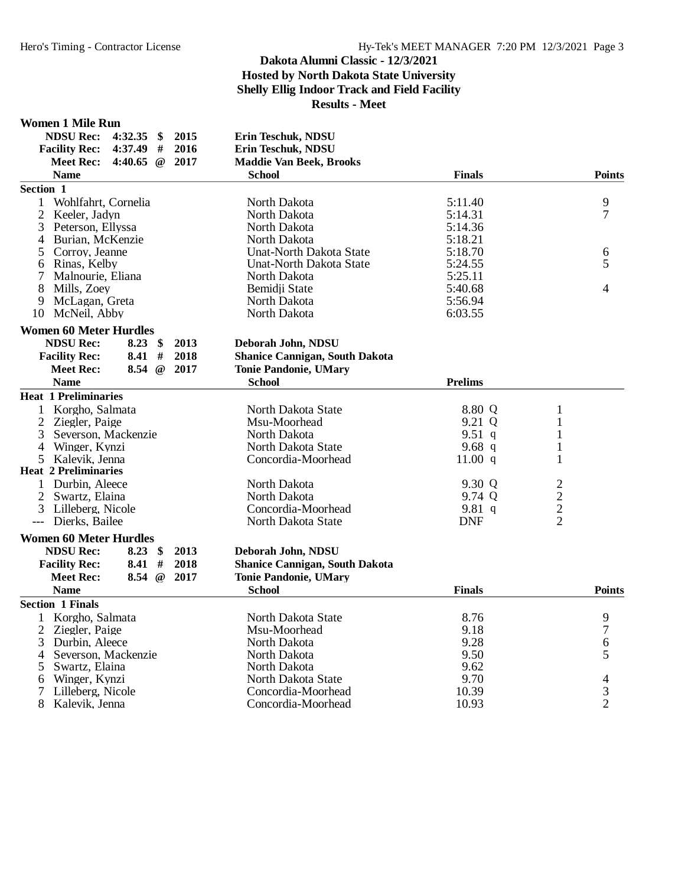# Dakota Alumni Classic - 12/3/2021
## Hosted by North Dakota State University
## Shelly Ellig Indoor Track and Field Facility
## Results - Meet

### Women 1 Mile Run

| | | | | |
|---|---|---|---|---|
| **NDSU Rec:** | 4:32.35 | $ | 2015 | **Erin Teschuk, NDSU** |
| **Facility Rec:** | 4:37.49 | # | 2016 | **Erin Teschuk, NDSU** |
| **Meet Rec:** | 4:40.65 | @ | 2017 | **Maddie Van Beek, Brooks** |

| | Name | School | Finals | Points |
|---|---|---|---|---|
| **Section 1** | | | | |
| 1 | Wohlfahrt, Cornelia | North Dakota | 5:11.40 | 9 |
| 2 | Keeler, Jadyn | North Dakota | 5:14.31 | 7 |
| 3 | Peterson, Ellyssa | North Dakota | 5:14.36 | |
| 4 | Burian, McKenzie | North Dakota | 5:18.21 | |
| 5 | Corroy, Jeanne | Unat-North Dakota State | 5:18.70 | 6 |
| 6 | Rinas, Kelby | Unat-North Dakota State | 5:24.55 | 5 |
| 7 | Malnourie, Eliana | North Dakota | 5:25.11 | |
| 8 | Mills, Zoey | Bemidji State | 5:40.68 | 4 |
| 9 | McLagan, Greta | North Dakota | 5:56.94 | |
| 10 | McNeil, Abby | North Dakota | 6:03.55 | |

### Women 60 Meter Hurdles

| | | | | |
|---|---|---|---|---|
| **NDSU Rec:** | 8.23 | $ | 2013 | **Deborah John, NDSU** |
| **Facility Rec:** | 8.41 | # | 2018 | **Shanice Cannigan, South Dakota** |
| **Meet Rec:** | 8.54 | @ | 2017 | **Tonie Pandonie, UMary** |

| | Name | School | Prelims | | Heat |
|---|---|---|---|---|---|
| **Heat 1 Preliminaries** | | | | | |
| 1 | Korgho, Salmata | North Dakota State | 8.80 | Q | 1 |
| 2 | Ziegler, Paige | Msu-Moorhead | 9.21 | Q | 1 |
| 3 | Severson, Mackenzie | North Dakota | 9.51 | q | 1 |
| 4 | Winger, Kynzi | North Dakota State | 9.68 | q | 1 |
| 5 | Kalevik, Jenna | Concordia-Moorhead | 11.00 | q | 1 |
| **Heat 2 Preliminaries** | | | | | |
| 1 | Durbin, Aleece | North Dakota | 9.30 | Q | 2 |
| 2 | Swartz, Elaina | North Dakota | 9.74 | Q | 2 |
| 3 | Lilleberg, Nicole | Concordia-Moorhead | 9.81 | q | 2 |
| --- | Dierks, Bailee | North Dakota State | DNF | | 2 |

### Women 60 Meter Hurdles

| | | | | |
|---|---|---|---|---|
| **NDSU Rec:** | 8.23 | $ | 2013 | **Deborah John, NDSU** |
| **Facility Rec:** | 8.41 | # | 2018 | **Shanice Cannigan, South Dakota** |
| **Meet Rec:** | 8.54 | @ | 2017 | **Tonie Pandonie, UMary** |

| | Name | School | Finals | Points |
|---|---|---|---|---|
| **Section 1 Finals** | | | | |
| 1 | Korgho, Salmata | North Dakota State | 8.76 | 9 |
| 2 | Ziegler, Paige | Msu-Moorhead | 9.18 | 7 |
| 3 | Durbin, Aleece | North Dakota | 9.28 | 6 |
| 4 | Severson, Mackenzie | North Dakota | 9.50 | 5 |
| 5 | Swartz, Elaina | North Dakota | 9.62 | |
| 6 | Winger, Kynzi | North Dakota State | 9.70 | 4 |
| 7 | Lilleberg, Nicole | Concordia-Moorhead | 10.39 | 3 |
| 8 | Kalevik, Jenna | Concordia-Moorhead | 10.93 | 2 |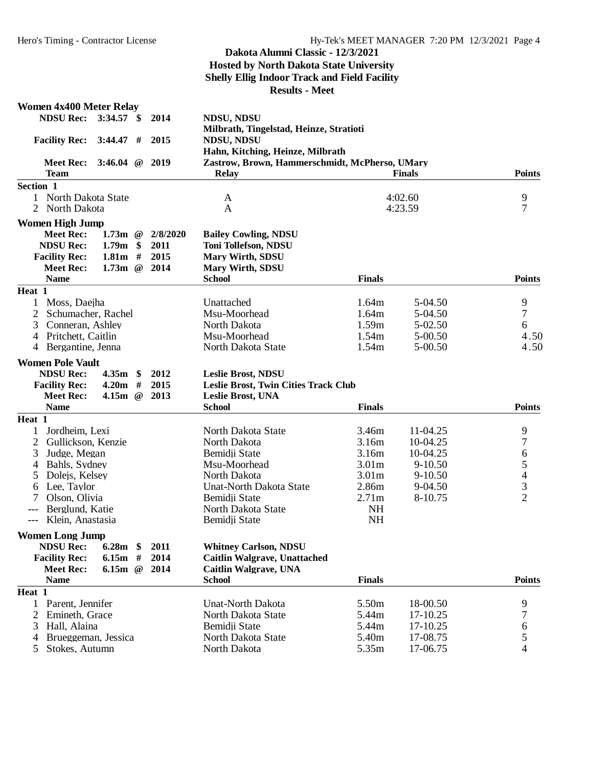# Dakota Alumni Classic - 12/3/2021

**Hosted by North Dakota State University**

**Shelly Ellig Indoor Track and Field Facility**

**Results - Meet**

## Women 4x400 Meter Relay

| Record | Mark | | Year | Holder |
|---|---|---|---|---|
| NDSU Rec: | 3:34.57 | $ | 2014 | NDSU, NDSU — Milbrath, Tingelstad, Heinze, Stratioti |
| Facility Rec: | 3:44.47 | # | 2015 | NDSU, NDSU — Hahn, Kitching, Heinze, Milbrath |
| Meet Rec: | 3:46.04 | @ | 2019 | Zastrow, Brown, Hammerschmidt, McPherso, UMary |

**Section 1**

| Place | Team | Relay | Finals | Points |
|---|---|---|---|---|
| 1 | North Dakota State | A | 4:02.60 | 9 |
| 2 | North Dakota | A | 4:23.59 | 7 |

## Women High Jump

| Record | Mark | | Year | Holder |
|---|---|---|---|---|
| Meet Rec: | 1.73m | @ | 2/8/2020 | Bailey Cowling, NDSU |
| NDSU Rec: | 1.79m | $ | 2011 | Toni Tollefson, NDSU |
| Facility Rec: | 1.81m | # | 2015 | Mary Wirth, SDSU |
| Meet Rec: | 1.73m | @ | 2014 | Mary Wirth, SDSU |

**Heat 1**

| Place | Name | School | Finals | | Points |
|---|---|---|---|---|---|
| 1 | Moss, Daejha | Unattached | 1.64m | 5-04.50 | 9 |
| 2 | Schumacher, Rachel | Msu-Moorhead | 1.64m | 5-04.50 | 7 |
| 3 | Conneran, Ashley | North Dakota | 1.59m | 5-02.50 | 6 |
| 4 | Pritchett, Caitlin | Msu-Moorhead | 1.54m | 5-00.50 | 4.50 |
| 4 | Bergantine, Jenna | North Dakota State | 1.54m | 5-00.50 | 4.50 |

## Women Pole Vault

| Record | Mark | | Year | Holder |
|---|---|---|---|---|
| NDSU Rec: | 4.35m | $ | 2012 | Leslie Brost, NDSU |
| Facility Rec: | 4.20m | # | 2015 | Leslie Brost, Twin Cities Track Club |
| Meet Rec: | 4.15m | @ | 2013 | Leslie Brost, UNA |

**Heat 1**

| Place | Name | School | Finals | | Points |
|---|---|---|---|---|---|
| 1 | Jordheim, Lexi | North Dakota State | 3.46m | 11-04.25 | 9 |
| 2 | Gullickson, Kenzie | North Dakota | 3.16m | 10-04.25 | 7 |
| 3 | Judge, Megan | Bemidji State | 3.16m | 10-04.25 | 6 |
| 4 | Bahls, Sydney | Msu-Moorhead | 3.01m | 9-10.50 | 5 |
| 5 | Dolejs, Kelsey | North Dakota | 3.01m | 9-10.50 | 4 |
| 6 | Lee, Taylor | Unat-North Dakota State | 2.86m | 9-04.50 | 3 |
| 7 | Olson, Olivia | Bemidji State | 2.71m | 8-10.75 | 2 |
| --- | Berglund, Katie | North Dakota State | NH | | |
| --- | Klein, Anastasia | Bemidji State | NH | | |

## Women Long Jump

| Record | Mark | | Year | Holder |
|---|---|---|---|---|
| NDSU Rec: | 6.28m | $ | 2011 | Whitney Carlson, NDSU |
| Facility Rec: | 6.15m | # | 2014 | Caitlin Walgrave, Unattached |
| Meet Rec: | 6.15m | @ | 2014 | Caitlin Walgrave, UNA |

**Heat 1**

| Place | Name | School | Finals | | Points |
|---|---|---|---|---|---|
| 1 | Parent, Jennifer | Unat-North Dakota | 5.50m | 18-00.50 | 9 |
| 2 | Emineth, Grace | North Dakota State | 5.44m | 17-10.25 | 7 |
| 3 | Hall, Alaina | Bemidji State | 5.44m | 17-10.25 | 6 |
| 4 | Brueggeman, Jessica | North Dakota State | 5.40m | 17-08.75 | 5 |
| 5 | Stokes, Autumn | North Dakota | 5.35m | 17-06.75 | 4 |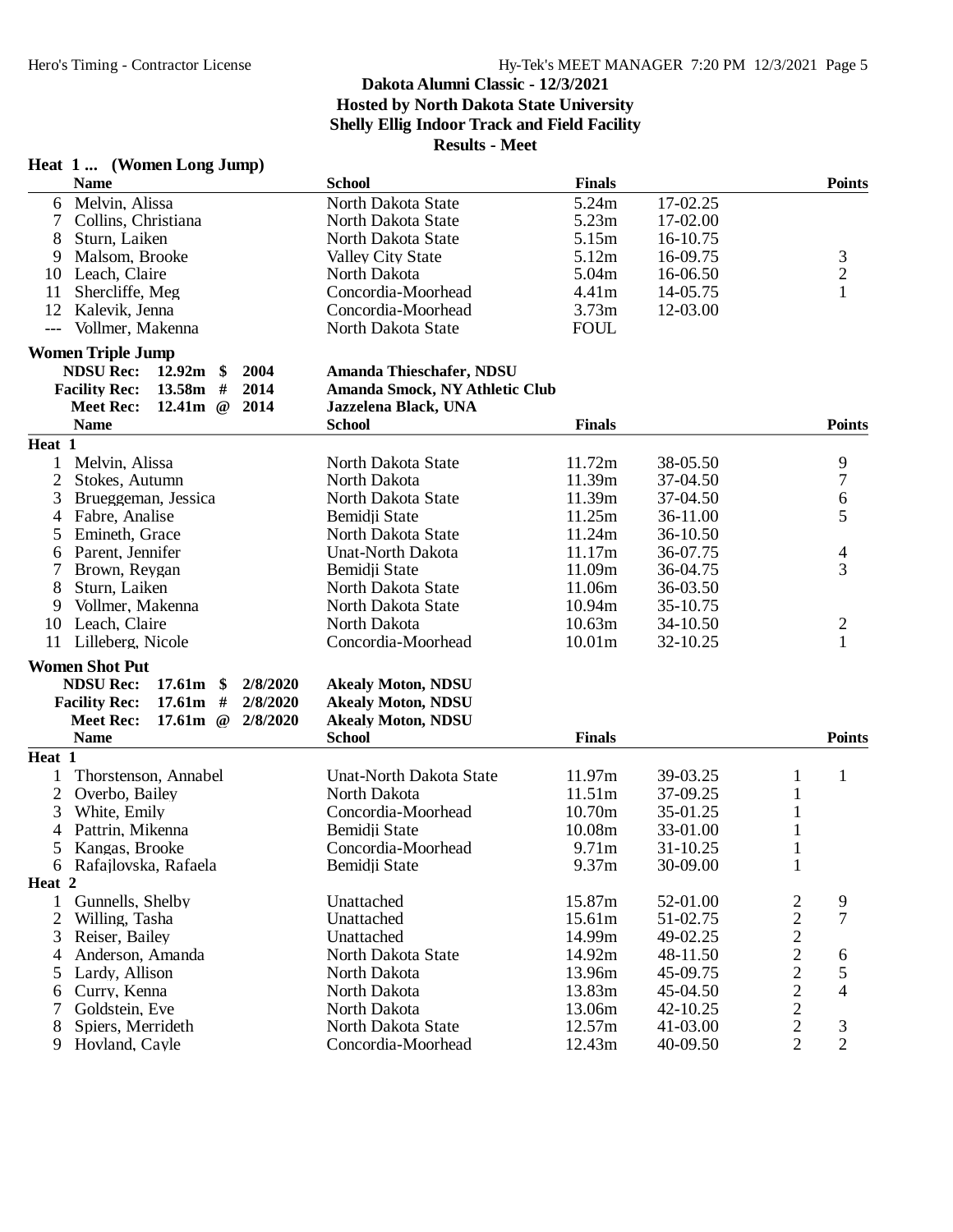## Dakota Alumni Classic - 12/3/2021
**Hosted by North Dakota State University**
**Shelly Ellig Indoor Track and Field Facility**
**Results - Meet**

### Heat 1 ... (Women Long Jump)

| | Name | School | Finals | | Points |
|---|---|---|---|---|---|
| 6 | Melvin, Alissa | North Dakota State | 5.24m | 17-02.25 | |
| 7 | Collins, Christiana | North Dakota State | 5.23m | 17-02.00 | |
| 8 | Sturn, Laiken | North Dakota State | 5.15m | 16-10.75 | |
| 9 | Malsom, Brooke | Valley City State | 5.12m | 16-09.75 | 3 |
| 10 | Leach, Claire | North Dakota | 5.04m | 16-06.50 | 2 |
| 11 | Shercliffe, Meg | Concordia-Moorhead | 4.41m | 14-05.75 | 1 |
| 12 | Kalevik, Jenna | Concordia-Moorhead | 3.73m | 12-03.00 | |
| --- | Vollmer, Makenna | North Dakota State | FOUL | | |

### Women Triple Jump

- **NDSU Rec:** 12.92m $ 2004 **Amanda Thieschafer, NDSU**
- **Facility Rec:** 13.58m # 2014 **Amanda Smock, NY Athletic Club**
- **Meet Rec:** 12.41m @ 2014 **Jazzelena Black, UNA**

| | Name | School | Finals | | Points |
|---|---|---|---|---|---|
| **Heat 1** | | | | | |
| 1 | Melvin, Alissa | North Dakota State | 11.72m | 38-05.50 | 9 |
| 2 | Stokes, Autumn | North Dakota | 11.39m | 37-04.50 | 7 |
| 3 | Brueggeman, Jessica | North Dakota State | 11.39m | 37-04.50 | 6 |
| 4 | Fabre, Analise | Bemidji State | 11.25m | 36-11.00 | 5 |
| 5 | Emineth, Grace | North Dakota State | 11.24m | 36-10.50 | |
| 6 | Parent, Jennifer | Unat-North Dakota | 11.17m | 36-07.75 | 4 |
| 7 | Brown, Reygan | Bemidji State | 11.09m | 36-04.75 | 3 |
| 8 | Sturn, Laiken | North Dakota State | 11.06m | 36-03.50 | |
| 9 | Vollmer, Makenna | North Dakota State | 10.94m | 35-10.75 | |
| 10 | Leach, Claire | North Dakota | 10.63m | 34-10.50 | 2 |
| 11 | Lilleberg, Nicole | Concordia-Moorhead | 10.01m | 32-10.25 | 1 |

### Women Shot Put

- **NDSU Rec:** 17.61m $ 2/8/2020 **Akealy Moton, NDSU**
- **Facility Rec:** 17.61m # 2/8/2020 **Akealy Moton, NDSU**
- **Meet Rec:** 17.61m @ 2/8/2020 **Akealy Moton, NDSU**

| | Name | School | Finals | | | Points |
|---|---|---|---|---|---|---|
| **Heat 1** | | | | | | |
| 1 | Thorstenson, Annabel | Unat-North Dakota State | 11.97m | 39-03.25 | 1 | 1 |
| 2 | Overbo, Bailey | North Dakota | 11.51m | 37-09.25 | 1 | |
| 3 | White, Emily | Concordia-Moorhead | 10.70m | 35-01.25 | 1 | |
| 4 | Pattrin, Mikenna | Bemidji State | 10.08m | 33-01.00 | 1 | |
| 5 | Kangas, Brooke | Concordia-Moorhead | 9.71m | 31-10.25 | 1 | |
| 6 | Rafajlovska, Rafaela | Bemidji State | 9.37m | 30-09.00 | 1 | |
| **Heat 2** | | | | | | |
| 1 | Gunnells, Shelby | Unattached | 15.87m | 52-01.00 | 2 | 9 |
| 2 | Willing, Tasha | Unattached | 15.61m | 51-02.75 | 2 | 7 |
| 3 | Reiser, Bailey | Unattached | 14.99m | 49-02.25 | 2 | |
| 4 | Anderson, Amanda | North Dakota State | 14.92m | 48-11.50 | 2 | 6 |
| 5 | Lardy, Allison | North Dakota | 13.96m | 45-09.75 | 2 | 5 |
| 6 | Curry, Kenna | North Dakota | 13.83m | 45-04.50 | 2 | 4 |
| 7 | Goldstein, Eve | North Dakota | 13.06m | 42-10.25 | 2 | |
| 8 | Spiers, Merrideth | North Dakota State | 12.57m | 41-03.00 | 2 | 3 |
| 9 | Hovland, Cayle | Concordia-Moorhead | 12.43m | 40-09.50 | 2 | 2 |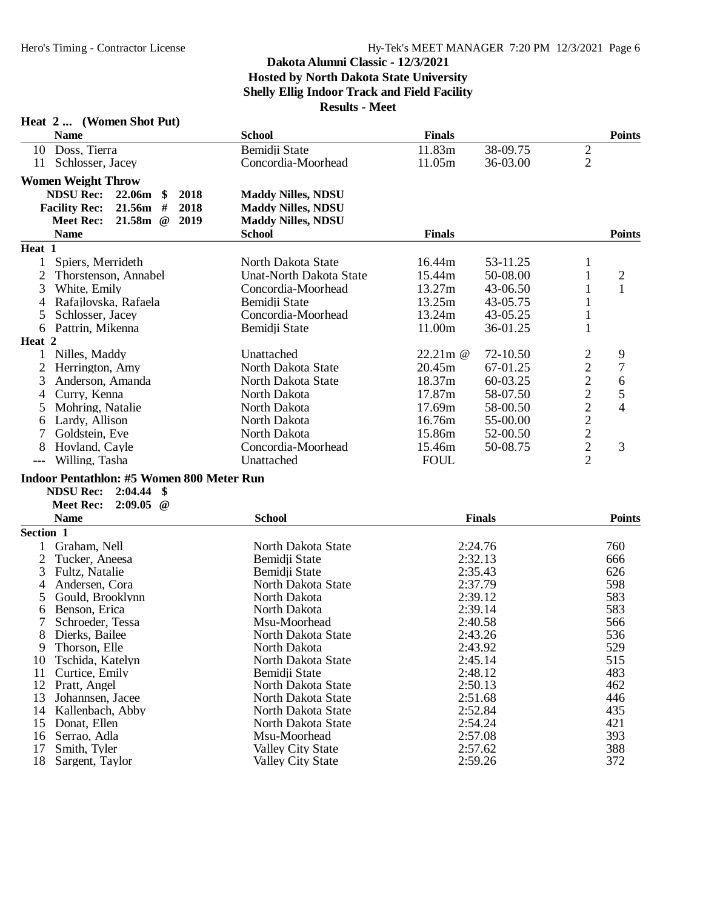Dakota Alumni Classic - 12/3/2021
Hosted by North Dakota State University
Shelly Ellig Indoor Track and Field Facility
Results - Meet

### Heat 2 ... (Women Shot Put)

| | Name | School | Finals | | Heat | Points |
|---|---|---|---|---|---|---|
| 10 | Doss, Tierra | Bemidji State | 11.83m | 38-09.75 | 2 | |
| 11 | Schlosser, Jacey | Concordia-Moorhead | 11.05m | 36-03.00 | 2 | |

### Women Weight Throw

NDSU Rec: 22.06m $ 2018 Maddy Nilles, NDSU
Facility Rec: 21.56m # 2018 Maddy Nilles, NDSU
Meet Rec: 21.58m @ 2019 Maddy Nilles, NDSU

| | Name | School | Finals | | Heat | Points |
|---|---|---|---|---|---|---|
| **Heat 1** | | | | | | |
| 1 | Spiers, Merrideth | North Dakota State | 16.44m | 53-11.25 | 1 | |
| 2 | Thorstenson, Annabel | Unat-North Dakota State | 15.44m | 50-08.00 | 1 | 2 |
| 3 | White, Emily | Concordia-Moorhead | 13.27m | 43-06.50 | 1 | 1 |
| 4 | Rafajlovska, Rafaela | Bemidji State | 13.25m | 43-05.75 | 1 | |
| 5 | Schlosser, Jacey | Concordia-Moorhead | 13.24m | 43-05.25 | 1 | |
| 6 | Pattrin, Mikenna | Bemidji State | 11.00m | 36-01.25 | 1 | |
| **Heat 2** | | | | | | |
| 1 | Nilles, Maddy | Unattached | 22.21m @ | 72-10.50 | 2 | 9 |
| 2 | Herrington, Amy | North Dakota State | 20.45m | 67-01.25 | 2 | 7 |
| 3 | Anderson, Amanda | North Dakota State | 18.37m | 60-03.25 | 2 | 6 |
| 4 | Curry, Kenna | North Dakota | 17.87m | 58-07.50 | 2 | 5 |
| 5 | Mohring, Natalie | North Dakota | 17.69m | 58-00.50 | 2 | 4 |
| 6 | Lardy, Allison | North Dakota | 16.76m | 55-00.00 | 2 | |
| 7 | Goldstein, Eve | North Dakota | 15.86m | 52-00.50 | 2 | |
| 8 | Hovland, Cayle | Concordia-Moorhead | 15.46m | 50-08.75 | 2 | 3 |
| --- | Willing, Tasha | Unattached | FOUL | | 2 | |

### Indoor Pentathlon: #5 Women 800 Meter Run

NDSU Rec: 2:04.44 $
Meet Rec: 2:09.05 @

| | Name | School | Finals | Points |
|---|---|---|---|---|
| **Section 1** | | | | |
| 1 | Graham, Nell | North Dakota State | 2:24.76 | 760 |
| 2 | Tucker, Aneesa | Bemidji State | 2:32.13 | 666 |
| 3 | Fultz, Natalie | Bemidji State | 2:35.43 | 626 |
| 4 | Andersen, Cora | North Dakota State | 2:37.79 | 598 |
| 5 | Gould, Brooklynn | North Dakota | 2:39.12 | 583 |
| 6 | Benson, Erica | North Dakota | 2:39.14 | 583 |
| 7 | Schroeder, Tessa | Msu-Moorhead | 2:40.58 | 566 |
| 8 | Dierks, Bailee | North Dakota State | 2:43.26 | 536 |
| 9 | Thorson, Elle | North Dakota | 2:43.92 | 529 |
| 10 | Tschida, Katelyn | North Dakota State | 2:45.14 | 515 |
| 11 | Curtice, Emily | Bemidji State | 2:48.12 | 483 |
| 12 | Pratt, Angel | North Dakota State | 2:50.13 | 462 |
| 13 | Johannsen, Jacee | North Dakota State | 2:51.68 | 446 |
| 14 | Kallenbach, Abby | North Dakota State | 2:52.84 | 435 |
| 15 | Donat, Ellen | North Dakota State | 2:54.24 | 421 |
| 16 | Serrao, Adla | Msu-Moorhead | 2:57.08 | 393 |
| 17 | Smith, Tyler | Valley City State | 2:57.62 | 388 |
| 18 | Sargent, Taylor | Valley City State | 2:59.26 | 372 |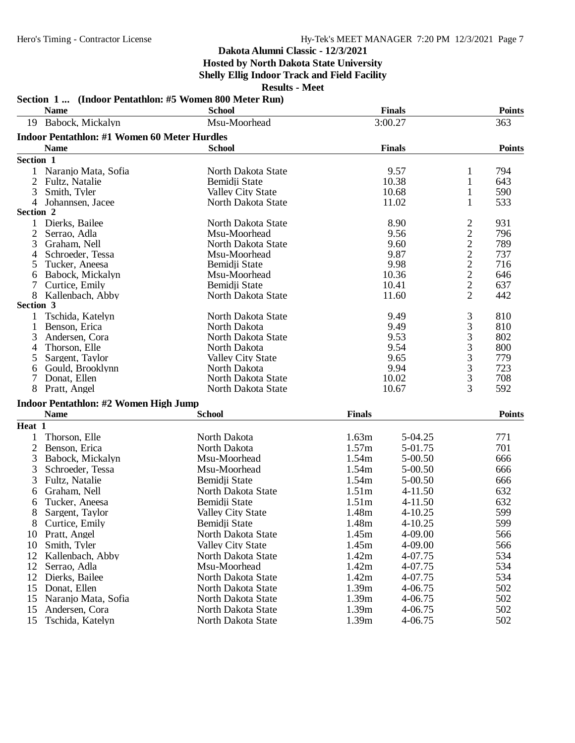Dakota Alumni Classic - 12/3/2021
Hosted by North Dakota State University
Shelly Ellig Indoor Track and Field Facility
Results - Meet

**Section 1 ... (Indoor Pentathlon: #5 Women 800 Meter Run)**

| | Name | School | Finals | Points |
|---|---|---|---|---|
| 19 | Babock, Mickalyn | Msu-Moorhead | 3:00.27 | 363 |

### Indoor Pentathlon: #1 Women 60 Meter Hurdles

| | Name | School | Finals | H# | Points |
|---|---|---|---|---|---|
| **Section 1** | | | | | |
| 1 | Naranjo Mata, Sofia | North Dakota State | 9.57 | 1 | 794 |
| 2 | Fultz, Natalie | Bemidji State | 10.38 | 1 | 643 |
| 3 | Smith, Tyler | Valley City State | 10.68 | 1 | 590 |
| 4 | Johannsen, Jacee | North Dakota State | 11.02 | 1 | 533 |
| **Section 2** | | | | | |
| 1 | Dierks, Bailee | North Dakota State | 8.90 | 2 | 931 |
| 2 | Serrao, Adla | Msu-Moorhead | 9.56 | 2 | 796 |
| 3 | Graham, Nell | North Dakota State | 9.60 | 2 | 789 |
| 4 | Schroeder, Tessa | Msu-Moorhead | 9.87 | 2 | 737 |
| 5 | Tucker, Aneesa | Bemidji State | 9.98 | 2 | 716 |
| 6 | Babock, Mickalyn | Msu-Moorhead | 10.36 | 2 | 646 |
| 7 | Curtice, Emily | Bemidji State | 10.41 | 2 | 637 |
| 8 | Kallenbach, Abby | North Dakota State | 11.60 | 2 | 442 |
| **Section 3** | | | | | |
| 1 | Tschida, Katelyn | North Dakota State | 9.49 | 3 | 810 |
| 1 | Benson, Erica | North Dakota | 9.49 | 3 | 810 |
| 3 | Andersen, Cora | North Dakota State | 9.53 | 3 | 802 |
| 4 | Thorson, Elle | North Dakota | 9.54 | 3 | 800 |
| 5 | Sargent, Taylor | Valley City State | 9.65 | 3 | 779 |
| 6 | Gould, Brooklynn | North Dakota | 9.94 | 3 | 723 |
| 7 | Donat, Ellen | North Dakota State | 10.02 | 3 | 708 |
| 8 | Pratt, Angel | North Dakota State | 10.67 | 3 | 592 |

### Indoor Pentathlon: #2 Women High Jump

| | Name | School | Finals | | Points |
|---|---|---|---|---|---|
| **Heat 1** | | | | | |
| 1 | Thorson, Elle | North Dakota | 1.63m | 5-04.25 | 771 |
| 2 | Benson, Erica | North Dakota | 1.57m | 5-01.75 | 701 |
| 3 | Babock, Mickalyn | Msu-Moorhead | 1.54m | 5-00.50 | 666 |
| 3 | Schroeder, Tessa | Msu-Moorhead | 1.54m | 5-00.50 | 666 |
| 3 | Fultz, Natalie | Bemidji State | 1.54m | 5-00.50 | 666 |
| 6 | Graham, Nell | North Dakota State | 1.51m | 4-11.50 | 632 |
| 6 | Tucker, Aneesa | Bemidji State | 1.51m | 4-11.50 | 632 |
| 8 | Sargent, Taylor | Valley City State | 1.48m | 4-10.25 | 599 |
| 8 | Curtice, Emily | Bemidji State | 1.48m | 4-10.25 | 599 |
| 10 | Pratt, Angel | North Dakota State | 1.45m | 4-09.00 | 566 |
| 10 | Smith, Tyler | Valley City State | 1.45m | 4-09.00 | 566 |
| 12 | Kallenbach, Abby | North Dakota State | 1.42m | 4-07.75 | 534 |
| 12 | Serrao, Adla | Msu-Moorhead | 1.42m | 4-07.75 | 534 |
| 12 | Dierks, Bailee | North Dakota State | 1.42m | 4-07.75 | 534 |
| 15 | Donat, Ellen | North Dakota State | 1.39m | 4-06.75 | 502 |
| 15 | Naranjo Mata, Sofia | North Dakota State | 1.39m | 4-06.75 | 502 |
| 15 | Andersen, Cora | North Dakota State | 1.39m | 4-06.75 | 502 |
| 15 | Tschida, Katelyn | North Dakota State | 1.39m | 4-06.75 | 502 |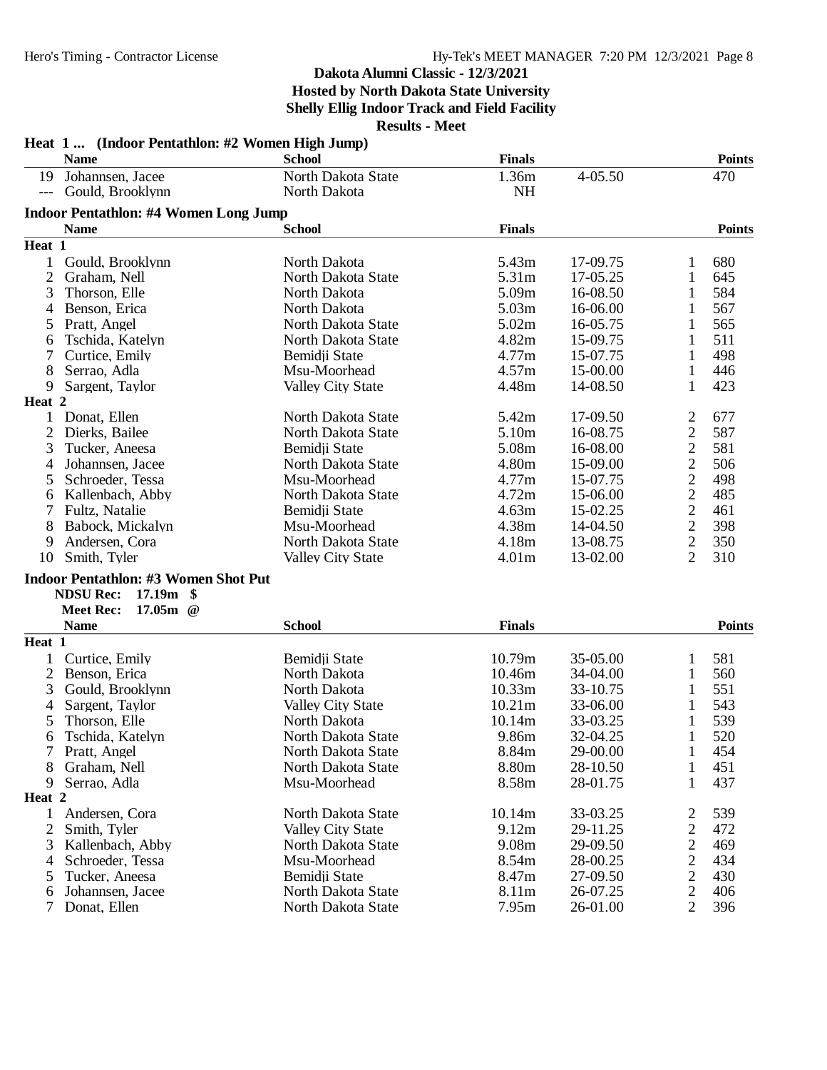**Dakota Alumni Classic - 12/3/2021**
**Hosted by North Dakota State University**
**Shelly Ellig Indoor Track and Field Facility**
**Results - Meet**

### Heat 1 ... (Indoor Pentathlon: #2 Women High Jump)

| | Name | School | Finals | | Points |
|---|---|---|---|---|---|
| 19 | Johannsen, Jacee | North Dakota State | 1.36m | 4-05.50 | 470 |
| --- | Gould, Brooklynn | North Dakota | NH | | |

### Indoor Pentathlon: #4 Women Long Jump

| | Name | School | Finals | | Heat | Points |
|---|---|---|---|---|---|---|
| **Heat 1** | | | | | | |
| 1 | Gould, Brooklynn | North Dakota | 5.43m | 17-09.75 | 1 | 680 |
| 2 | Graham, Nell | North Dakota State | 5.31m | 17-05.25 | 1 | 645 |
| 3 | Thorson, Elle | North Dakota | 5.09m | 16-08.50 | 1 | 584 |
| 4 | Benson, Erica | North Dakota | 5.03m | 16-06.00 | 1 | 567 |
| 5 | Pratt, Angel | North Dakota State | 5.02m | 16-05.75 | 1 | 565 |
| 6 | Tschida, Katelyn | North Dakota State | 4.82m | 15-09.75 | 1 | 511 |
| 7 | Curtice, Emily | Bemidji State | 4.77m | 15-07.75 | 1 | 498 |
| 8 | Serrao, Adla | Msu-Moorhead | 4.57m | 15-00.00 | 1 | 446 |
| 9 | Sargent, Taylor | Valley City State | 4.48m | 14-08.50 | 1 | 423 |
| **Heat 2** | | | | | | |
| 1 | Donat, Ellen | North Dakota State | 5.42m | 17-09.50 | 2 | 677 |
| 2 | Dierks, Bailee | North Dakota State | 5.10m | 16-08.75 | 2 | 587 |
| 3 | Tucker, Aneesa | Bemidji State | 5.08m | 16-08.00 | 2 | 581 |
| 4 | Johannsen, Jacee | North Dakota State | 4.80m | 15-09.00 | 2 | 506 |
| 5 | Schroeder, Tessa | Msu-Moorhead | 4.77m | 15-07.75 | 2 | 498 |
| 6 | Kallenbach, Abby | North Dakota State | 4.72m | 15-06.00 | 2 | 485 |
| 7 | Fultz, Natalie | Bemidji State | 4.63m | 15-02.25 | 2 | 461 |
| 8 | Babock, Mickalyn | Msu-Moorhead | 4.38m | 14-04.50 | 2 | 398 |
| 9 | Andersen, Cora | North Dakota State | 4.18m | 13-08.75 | 2 | 350 |
| 10 | Smith, Tyler | Valley City State | 4.01m | 13-02.00 | 2 | 310 |

### Indoor Pentathlon: #3 Women Shot Put

NDSU Rec: 17.19m $
Meet Rec: 17.05m @

| | Name | School | Finals | | Heat | Points |
|---|---|---|---|---|---|---|
| **Heat 1** | | | | | | |
| 1 | Curtice, Emily | Bemidji State | 10.79m | 35-05.00 | 1 | 581 |
| 2 | Benson, Erica | North Dakota | 10.46m | 34-04.00 | 1 | 560 |
| 3 | Gould, Brooklynn | North Dakota | 10.33m | 33-10.75 | 1 | 551 |
| 4 | Sargent, Taylor | Valley City State | 10.21m | 33-06.00 | 1 | 543 |
| 5 | Thorson, Elle | North Dakota | 10.14m | 33-03.25 | 1 | 539 |
| 6 | Tschida, Katelyn | North Dakota State | 9.86m | 32-04.25 | 1 | 520 |
| 7 | Pratt, Angel | North Dakota State | 8.84m | 29-00.00 | 1 | 454 |
| 8 | Graham, Nell | North Dakota State | 8.80m | 28-10.50 | 1 | 451 |
| 9 | Serrao, Adla | Msu-Moorhead | 8.58m | 28-01.75 | 1 | 437 |
| **Heat 2** | | | | | | |
| 1 | Andersen, Cora | North Dakota State | 10.14m | 33-03.25 | 2 | 539 |
| 2 | Smith, Tyler | Valley City State | 9.12m | 29-11.25 | 2 | 472 |
| 3 | Kallenbach, Abby | North Dakota State | 9.08m | 29-09.50 | 2 | 469 |
| 4 | Schroeder, Tessa | Msu-Moorhead | 8.54m | 28-00.25 | 2 | 434 |
| 5 | Tucker, Aneesa | Bemidji State | 8.47m | 27-09.50 | 2 | 430 |
| 6 | Johannsen, Jacee | North Dakota State | 8.11m | 26-07.25 | 2 | 406 |
| 7 | Donat, Ellen | North Dakota State | 7.95m | 26-01.00 | 2 | 396 |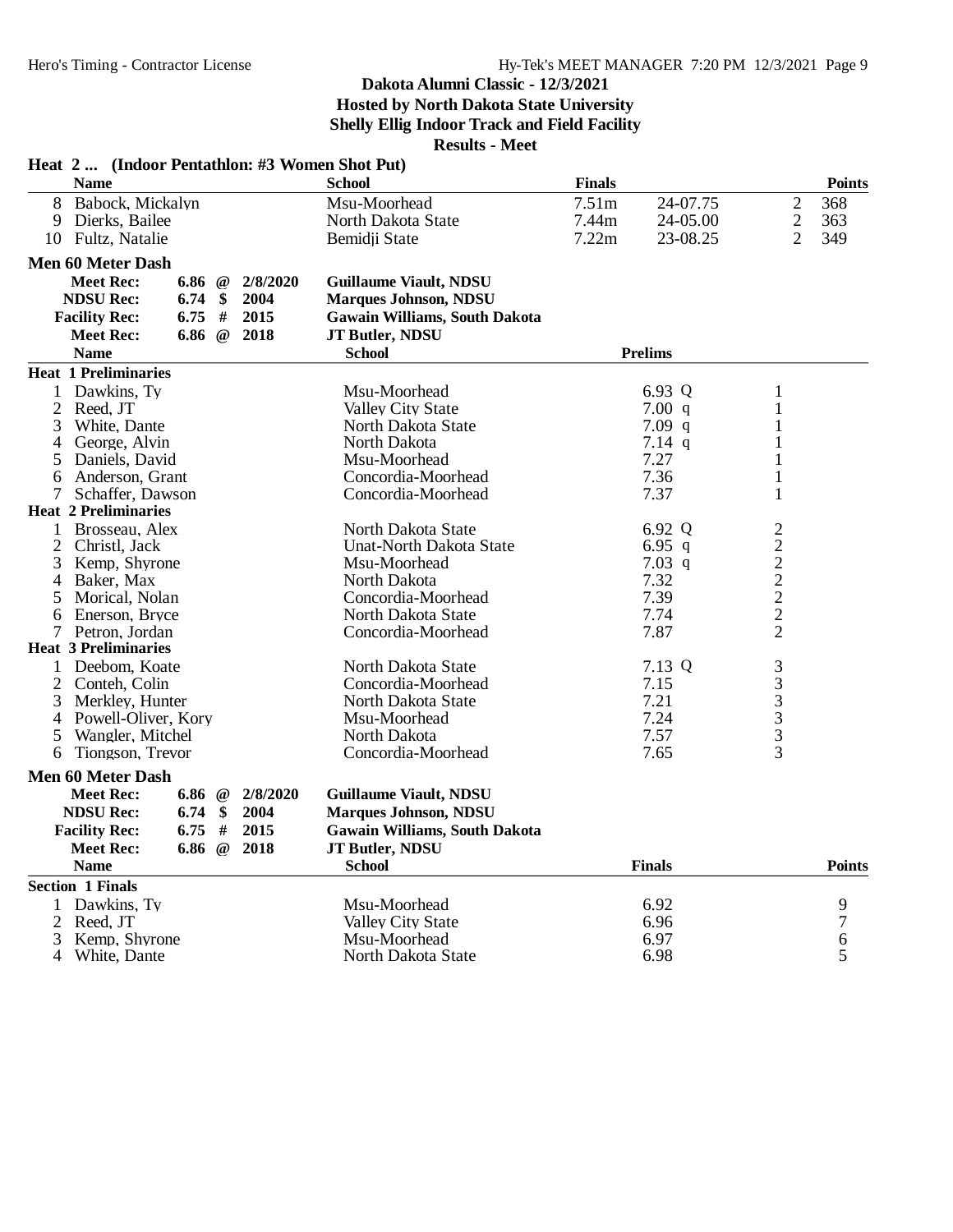**Dakota Alumni Classic - 12/3/2021**
**Hosted by North Dakota State University**
**Shelly Ellig Indoor Track and Field Facility**
**Results - Meet**

### Heat 2 ... (Indoor Pentathlon: #3 Women Shot Put)

| | Name | School | Finals | | | Points |
|---|---|---|---|---|---|---|
| 8 | Babock, Mickalyn | Msu-Moorhead | 7.51m | 24-07.75 | 2 | 368 |
| 9 | Dierks, Bailee | North Dakota State | 7.44m | 24-05.00 | 2 | 363 |
| 10 | Fultz, Natalie | Bemidji State | 7.22m | 23-08.25 | 2 | 349 |

### Men 60 Meter Dash

| | | | |
|---|---|---|---|
| Meet Rec: | 6.86 @ | 2/8/2020 | Guillaume Viault, NDSU |
| NDSU Rec: | 6.74 $ | 2004 | Marques Johnson, NDSU |
| Facility Rec: | 6.75 # | 2015 | Gawain Williams, South Dakota |
| Meet Rec: | 6.86 @ | 2018 | JT Butler, NDSU |

| | Name | School | Prelims | |
|---|---|---|---|---|
| **Heat 1 Preliminaries** | | | | |
| 1 | Dawkins, Ty | Msu-Moorhead | 6.93 Q | 1 |
| 2 | Reed, JT | Valley City State | 7.00 q | 1 |
| 3 | White, Dante | North Dakota State | 7.09 q | 1 |
| 4 | George, Alvin | North Dakota | 7.14 q | 1 |
| 5 | Daniels, David | Msu-Moorhead | 7.27 | 1 |
| 6 | Anderson, Grant | Concordia-Moorhead | 7.36 | 1 |
| 7 | Schaffer, Dawson | Concordia-Moorhead | 7.37 | 1 |
| **Heat 2 Preliminaries** | | | | |
| 1 | Brosseau, Alex | North Dakota State | 6.92 Q | 2 |
| 2 | Christl, Jack | Unat-North Dakota State | 6.95 q | 2 |
| 3 | Kemp, Shyrone | Msu-Moorhead | 7.03 q | 2 |
| 4 | Baker, Max | North Dakota | 7.32 | 2 |
| 5 | Morical, Nolan | Concordia-Moorhead | 7.39 | 2 |
| 6 | Enerson, Bryce | North Dakota State | 7.74 | 2 |
| 7 | Petron, Jordan | Concordia-Moorhead | 7.87 | 2 |
| **Heat 3 Preliminaries** | | | | |
| 1 | Deebom, Koate | North Dakota State | 7.13 Q | 3 |
| 2 | Conteh, Colin | Concordia-Moorhead | 7.15 | 3 |
| 3 | Merkley, Hunter | North Dakota State | 7.21 | 3 |
| 4 | Powell-Oliver, Kory | Msu-Moorhead | 7.24 | 3 |
| 5 | Wangler, Mitchel | North Dakota | 7.57 | 3 |
| 6 | Tiongson, Trevor | Concordia-Moorhead | 7.65 | 3 |

### Men 60 Meter Dash

| | | | |
|---|---|---|---|
| Meet Rec: | 6.86 @ | 2/8/2020 | Guillaume Viault, NDSU |
| NDSU Rec: | 6.74 $ | 2004 | Marques Johnson, NDSU |
| Facility Rec: | 6.75 # | 2015 | Gawain Williams, South Dakota |
| Meet Rec: | 6.86 @ | 2018 | JT Butler, NDSU |

| | Name | School | Finals | Points |
|---|---|---|---|---|
| **Section 1 Finals** | | | | |
| 1 | Dawkins, Ty | Msu-Moorhead | 6.92 | 9 |
| 2 | Reed, JT | Valley City State | 6.96 | 7 |
| 3 | Kemp, Shyrone | Msu-Moorhead | 6.97 | 6 |
| 4 | White, Dante | North Dakota State | 6.98 | 5 |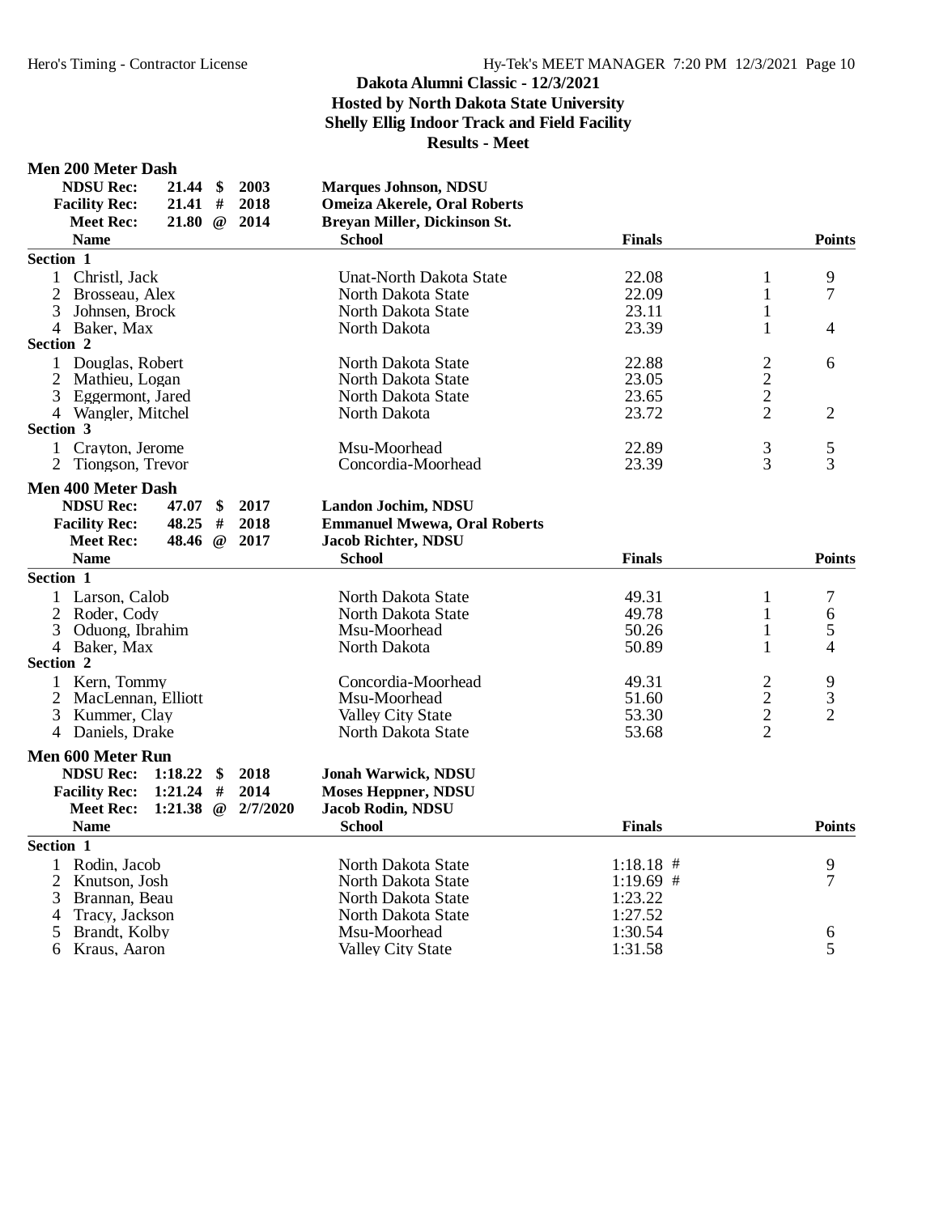# Dakota Alumni Classic - 12/3/2021

**Hosted by North Dakota State University**
**Shelly Ellig Indoor Track and Field Facility**
**Results - Meet**

## Men 200 Meter Dash

| | | | | |
|---|---|---|---|---|
| **NDSU Rec:** | 21.44 | $ | 2003 | **Marques Johnson, NDSU** |
| **Facility Rec:** | 21.41 | # | 2018 | **Omeiza Akerele, Oral Roberts** |
| **Meet Rec:** | 21.80 | @ | 2014 | **Breyan Miller, Dickinson St.** |

| Name | School | Finals | | Points |
|---|---|---|---|---|
| **Section 1** | | | | |
| 1 Christl, Jack | Unat-North Dakota State | 22.08 | 1 | 9 |
| 2 Brosseau, Alex | North Dakota State | 22.09 | 1 | 7 |
| 3 Johnsen, Brock | North Dakota State | 23.11 | 1 | |
| 4 Baker, Max | North Dakota | 23.39 | 1 | 4 |
| **Section 2** | | | | |
| 1 Douglas, Robert | North Dakota State | 22.88 | 2 | 6 |
| 2 Mathieu, Logan | North Dakota State | 23.05 | 2 | |
| 3 Eggermont, Jared | North Dakota State | 23.65 | 2 | |
| 4 Wangler, Mitchel | North Dakota | 23.72 | 2 | 2 |
| **Section 3** | | | | |
| 1 Crayton, Jerome | Msu-Moorhead | 22.89 | 3 | 5 |
| 2 Tiongson, Trevor | Concordia-Moorhead | 23.39 | 3 | 3 |

## Men 400 Meter Dash

| | | | | |
|---|---|---|---|---|
| **NDSU Rec:** | 47.07 | $ | 2017 | **Landon Jochim, NDSU** |
| **Facility Rec:** | 48.25 | # | 2018 | **Emmanuel Mwewa, Oral Roberts** |
| **Meet Rec:** | 48.46 | @ | 2017 | **Jacob Richter, NDSU** |

| Name | School | Finals | | Points |
|---|---|---|---|---|
| **Section 1** | | | | |
| 1 Larson, Calob | North Dakota State | 49.31 | 1 | 7 |
| 2 Roder, Cody | North Dakota State | 49.78 | 1 | 6 |
| 3 Oduong, Ibrahim | Msu-Moorhead | 50.26 | 1 | 5 |
| 4 Baker, Max | North Dakota | 50.89 | 1 | 4 |
| **Section 2** | | | | |
| 1 Kern, Tommy | Concordia-Moorhead | 49.31 | 2 | 9 |
| 2 MacLennan, Elliott | Msu-Moorhead | 51.60 | 2 | 3 |
| 3 Kummer, Clay | Valley City State | 53.30 | 2 | 2 |
| 4 Daniels, Drake | North Dakota State | 53.68 | 2 | |

## Men 600 Meter Run

| | | | | |
|---|---|---|---|---|
| **NDSU Rec:** | 1:18.22 | $ | 2018 | **Jonah Warwick, NDSU** |
| **Facility Rec:** | 1:21.24 | # | 2014 | **Moses Heppner, NDSU** |
| **Meet Rec:** | 1:21.38 | @ | 2/7/2020 | **Jacob Rodin, NDSU** |

| Name | School | Finals | Points |
|---|---|---|---|
| **Section 1** | | | |
| 1 Rodin, Jacob | North Dakota State | 1:18.18 # | 9 |
| 2 Knutson, Josh | North Dakota State | 1:19.69 # | 7 |
| 3 Brannan, Beau | North Dakota State | 1:23.22 | |
| 4 Tracy, Jackson | North Dakota State | 1:27.52 | |
| 5 Brandt, Kolby | Msu-Moorhead | 1:30.54 | 6 |
| 6 Kraus, Aaron | Valley City State | 1:31.58 | 5 |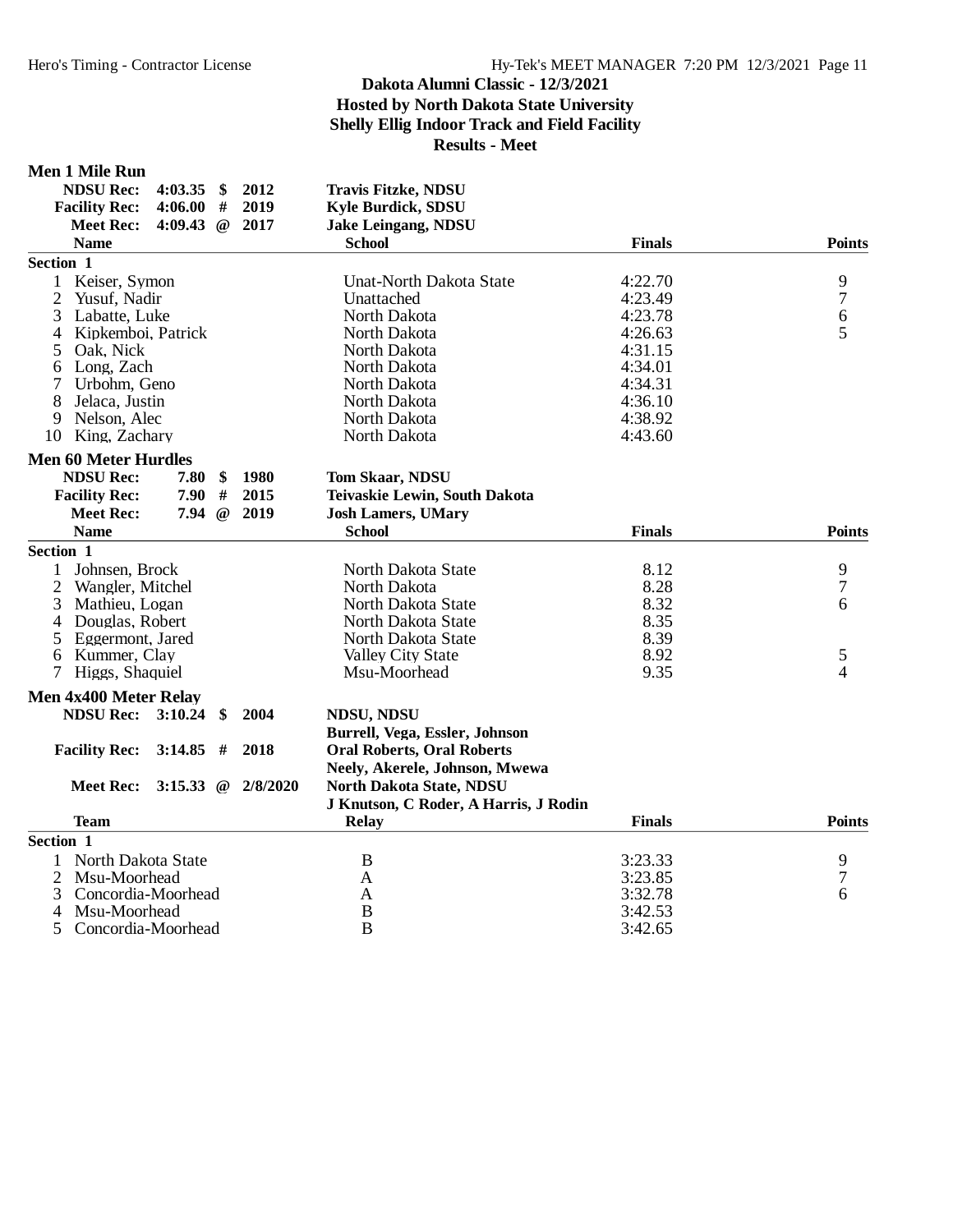# Dakota Alumni Classic - 12/3/2021
## Hosted by North Dakota State University
## Shelly Ellig Indoor Track and Field Facility
## Results - Meet

### Men 1 Mile Run

| | | | | |
|---|---|---|---|---|
| **NDSU Rec:** | 4:03.35 | $ | 2012 | **Travis Fitzke, NDSU** |
| **Facility Rec:** | 4:06.00 | # | 2019 | **Kyle Burdick, SDSU** |
| **Meet Rec:** | 4:09.43 | @ | 2017 | **Jake Leingang, NDSU** |

| | Name | School | Finals | Points |
|---|---|---|---|---|
| **Section 1** | | | | |
| 1 | Keiser, Symon | Unat-North Dakota State | 4:22.70 | 9 |
| 2 | Yusuf, Nadir | Unattached | 4:23.49 | 7 |
| 3 | Labatte, Luke | North Dakota | 4:23.78 | 6 |
| 4 | Kipkemboi, Patrick | North Dakota | 4:26.63 | 5 |
| 5 | Oak, Nick | North Dakota | 4:31.15 | |
| 6 | Long, Zach | North Dakota | 4:34.01 | |
| 7 | Urbohm, Geno | North Dakota | 4:34.31 | |
| 8 | Jelaca, Justin | North Dakota | 4:36.10 | |
| 9 | Nelson, Alec | North Dakota | 4:38.92 | |
| 10 | King, Zachary | North Dakota | 4:43.60 | |

### Men 60 Meter Hurdles

| | | | | |
|---|---|---|---|---|
| **NDSU Rec:** | 7.80 | $ | 1980 | **Tom Skaar, NDSU** |
| **Facility Rec:** | 7.90 | # | 2015 | **Teivaskie Lewin, South Dakota** |
| **Meet Rec:** | 7.94 | @ | 2019 | **Josh Lamers, UMary** |

| | Name | School | Finals | Points |
|---|---|---|---|---|
| **Section 1** | | | | |
| 1 | Johnsen, Brock | North Dakota State | 8.12 | 9 |
| 2 | Wangler, Mitchel | North Dakota | 8.28 | 7 |
| 3 | Mathieu, Logan | North Dakota State | 8.32 | 6 |
| 4 | Douglas, Robert | North Dakota State | 8.35 | |
| 5 | Eggermont, Jared | North Dakota State | 8.39 | |
| 6 | Kummer, Clay | Valley City State | 8.92 | 5 |
| 7 | Higgs, Shaquiel | Msu-Moorhead | 9.35 | 4 |

### Men 4x400 Meter Relay

| | | | | |
|---|---|---|---|---|
| **NDSU Rec:** | 3:10.24 | $ | 2004 | **NDSU, NDSU** |
| | | | | **Burrell, Vega, Essler, Johnson** |
| **Facility Rec:** | 3:14.85 | # | 2018 | **Oral Roberts, Oral Roberts** |
| | | | | **Neely, Akerele, Johnson, Mwewa** |
| **Meet Rec:** | 3:15.33 | @ | 2/8/2020 | **North Dakota State, NDSU** |
| | | | | **J Knutson, C Roder, A Harris, J Rodin** |

| | Team | Relay | Finals | Points |
|---|---|---|---|---|
| **Section 1** | | | | |
| 1 | North Dakota State | B | 3:23.33 | 9 |
| 2 | Msu-Moorhead | A | 3:23.85 | 7 |
| 3 | Concordia-Moorhead | A | 3:32.78 | 6 |
| 4 | Msu-Moorhead | B | 3:42.53 | |
| 5 | Concordia-Moorhead | B | 3:42.65 | |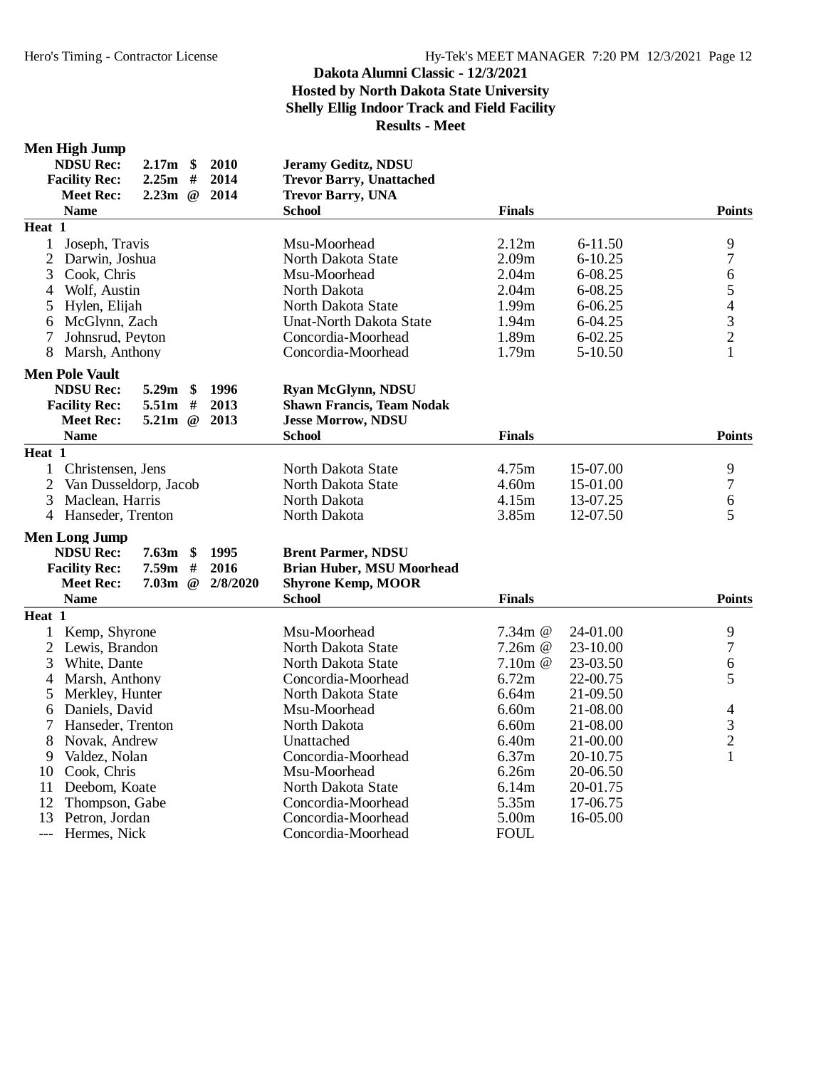# Dakota Alumni Classic - 12/3/2021
## Hosted by North Dakota State University
## Shelly Ellig Indoor Track and Field Facility
## Results - Meet

### Men High Jump

| | | | | |
|---|---|---|---|---|
| **NDSU Rec:** | 2.17m | $ | 2010 | Jeramy Geditz, NDSU |
| **Facility Rec:** | 2.25m | # | 2014 | Trevor Barry, Unattached |
| **Meet Rec:** | 2.23m | @ | 2014 | Trevor Barry, UNA |

| | Name | School | Finals | | Points |
|---|---|---|---|---|---|
| **Heat 1** | | | | | |
| 1 | Joseph, Travis | Msu-Moorhead | 2.12m | 6-11.50 | 9 |
| 2 | Darwin, Joshua | North Dakota State | 2.09m | 6-10.25 | 7 |
| 3 | Cook, Chris | Msu-Moorhead | 2.04m | 6-08.25 | 6 |
| 4 | Wolf, Austin | North Dakota | 2.04m | 6-08.25 | 5 |
| 5 | Hylen, Elijah | North Dakota State | 1.99m | 6-06.25 | 4 |
| 6 | McGlynn, Zach | Unat-North Dakota State | 1.94m | 6-04.25 | 3 |
| 7 | Johnsrud, Peyton | Concordia-Moorhead | 1.89m | 6-02.25 | 2 |
| 8 | Marsh, Anthony | Concordia-Moorhead | 1.79m | 5-10.50 | 1 |

### Men Pole Vault

| | | | | |
|---|---|---|---|---|
| **NDSU Rec:** | 5.29m | $ | 1996 | Ryan McGlynn, NDSU |
| **Facility Rec:** | 5.51m | # | 2013 | Shawn Francis, Team Nodak |
| **Meet Rec:** | 5.21m | @ | 2013 | Jesse Morrow, NDSU |

| | Name | School | Finals | | Points |
|---|---|---|---|---|---|
| **Heat 1** | | | | | |
| 1 | Christensen, Jens | North Dakota State | 4.75m | 15-07.00 | 9 |
| 2 | Van Dusseldorp, Jacob | North Dakota State | 4.60m | 15-01.00 | 7 |
| 3 | Maclean, Harris | North Dakota | 4.15m | 13-07.25 | 6 |
| 4 | Hanseder, Trenton | North Dakota | 3.85m | 12-07.50 | 5 |

### Men Long Jump

| | | | | |
|---|---|---|---|---|
| **NDSU Rec:** | 7.63m | $ | 1995 | Brent Parmer, NDSU |
| **Facility Rec:** | 7.59m | # | 2016 | Brian Huber, MSU Moorhead |
| **Meet Rec:** | 7.03m | @ | 2/8/2020 | Shyrone Kemp, MOOR |

| | Name | School | Finals | | Points |
|---|---|---|---|---|---|
| **Heat 1** | | | | | |
| 1 | Kemp, Shyrone | Msu-Moorhead | 7.34m @ | 24-01.00 | 9 |
| 2 | Lewis, Brandon | North Dakota State | 7.26m @ | 23-10.00 | 7 |
| 3 | White, Dante | North Dakota State | 7.10m @ | 23-03.50 | 6 |
| 4 | Marsh, Anthony | Concordia-Moorhead | 6.72m | 22-00.75 | 5 |
| 5 | Merkley, Hunter | North Dakota State | 6.64m | 21-09.50 | |
| 6 | Daniels, David | Msu-Moorhead | 6.60m | 21-08.00 | 4 |
| 7 | Hanseder, Trenton | North Dakota | 6.60m | 21-08.00 | 3 |
| 8 | Novak, Andrew | Unattached | 6.40m | 21-00.00 | 2 |
| 9 | Valdez, Nolan | Concordia-Moorhead | 6.37m | 20-10.75 | 1 |
| 10 | Cook, Chris | Msu-Moorhead | 6.26m | 20-06.50 | |
| 11 | Deebom, Koate | North Dakota State | 6.14m | 20-01.75 | |
| 12 | Thompson, Gabe | Concordia-Moorhead | 5.35m | 17-06.75 | |
| 13 | Petron, Jordan | Concordia-Moorhead | 5.00m | 16-05.00 | |
| --- | Hermes, Nick | Concordia-Moorhead | FOUL | | |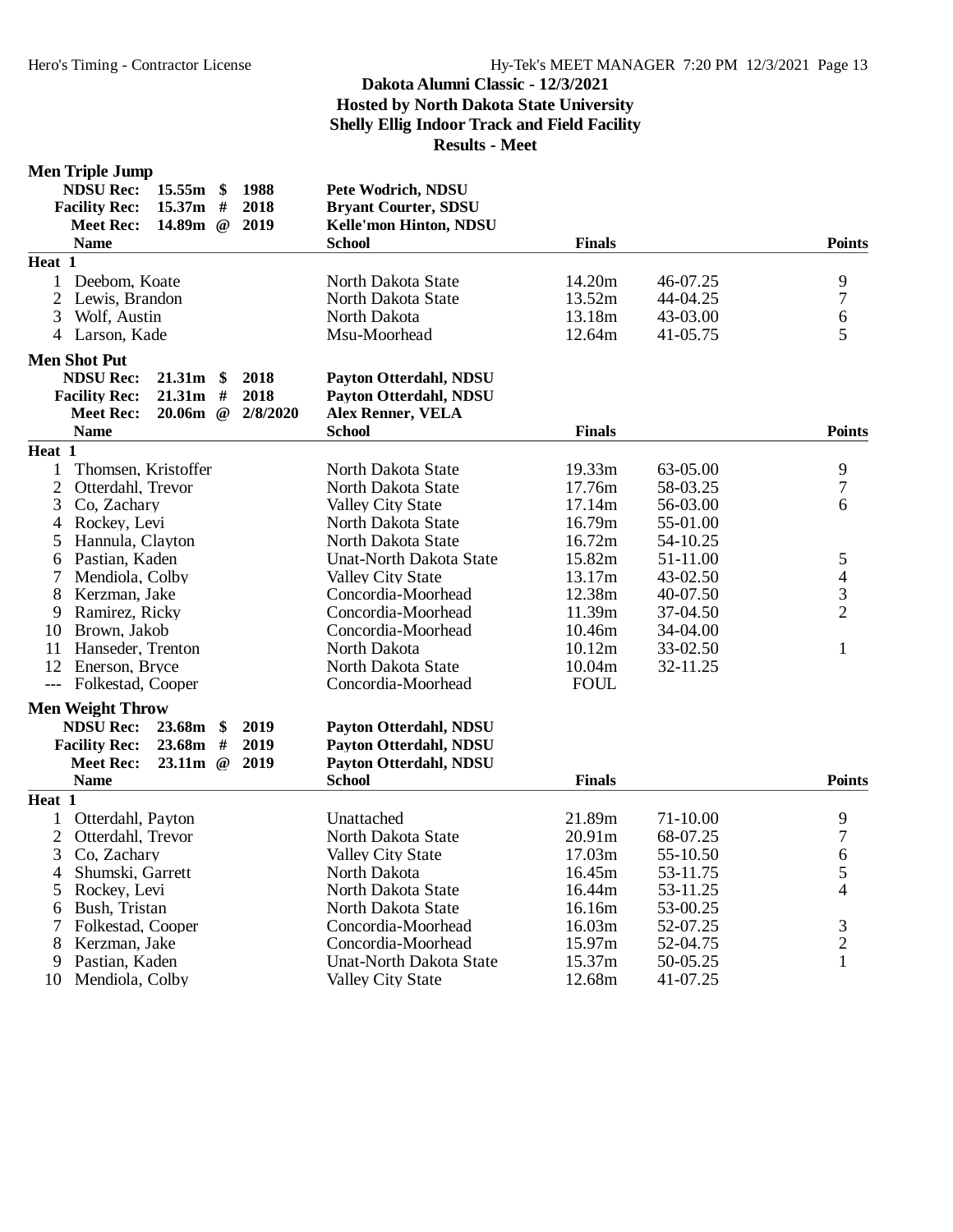## Dakota Alumni Classic - 12/3/2021
**Hosted by North Dakota State University**
**Shelly Ellig Indoor Track and Field Facility**
**Results - Meet**

### Men Triple Jump

| | | | | |
|---|---|---|---|---|
| **NDSU Rec:** | 15.55m | $ | 1988 | Pete Wodrich, NDSU |
| **Facility Rec:** | 15.37m | # | 2018 | Bryant Courter, SDSU |
| **Meet Rec:** | 14.89m | @ | 2019 | Kelle'mon Hinton, NDSU |

| | Name | School | Finals | | Points |
|---|---|---|---|---|---|
| **Heat 1** | | | | | |
| 1 | Deebom, Koate | North Dakota State | 14.20m | 46-07.25 | 9 |
| 2 | Lewis, Brandon | North Dakota State | 13.52m | 44-04.25 | 7 |
| 3 | Wolf, Austin | North Dakota | 13.18m | 43-03.00 | 6 |
| 4 | Larson, Kade | Msu-Moorhead | 12.64m | 41-05.75 | 5 |

### Men Shot Put

| | | | | |
|---|---|---|---|---|
| **NDSU Rec:** | 21.31m | $ | 2018 | Payton Otterdahl, NDSU |
| **Facility Rec:** | 21.31m | # | 2018 | Payton Otterdahl, NDSU |
| **Meet Rec:** | 20.06m | @ | 2/8/2020 | Alex Renner, VELA |

| | Name | School | Finals | | Points |
|---|---|---|---|---|---|
| **Heat 1** | | | | | |
| 1 | Thomsen, Kristoffer | North Dakota State | 19.33m | 63-05.00 | 9 |
| 2 | Otterdahl, Trevor | North Dakota State | 17.76m | 58-03.25 | 7 |
| 3 | Co, Zachary | Valley City State | 17.14m | 56-03.00 | 6 |
| 4 | Rockey, Levi | North Dakota State | 16.79m | 55-01.00 | |
| 5 | Hannula, Clayton | North Dakota State | 16.72m | 54-10.25 | |
| 6 | Pastian, Kaden | Unat-North Dakota State | 15.82m | 51-11.00 | 5 |
| 7 | Mendiola, Colby | Valley City State | 13.17m | 43-02.50 | 4 |
| 8 | Kerzman, Jake | Concordia-Moorhead | 12.38m | 40-07.50 | 3 |
| 9 | Ramirez, Ricky | Concordia-Moorhead | 11.39m | 37-04.50 | 2 |
| 10 | Brown, Jakob | Concordia-Moorhead | 10.46m | 34-04.00 | |
| 11 | Hanseder, Trenton | North Dakota | 10.12m | 33-02.50 | 1 |
| 12 | Enerson, Bryce | North Dakota State | 10.04m | 32-11.25 | |
| --- | Folkestad, Cooper | Concordia-Moorhead | FOUL | | |

### Men Weight Throw

| | | | | |
|---|---|---|---|---|
| **NDSU Rec:** | 23.68m | $ | 2019 | Payton Otterdahl, NDSU |
| **Facility Rec:** | 23.68m | # | 2019 | Payton Otterdahl, NDSU |
| **Meet Rec:** | 23.11m | @ | 2019 | Payton Otterdahl, NDSU |

| | Name | School | Finals | | Points |
|---|---|---|---|---|---|
| **Heat 1** | | | | | |
| 1 | Otterdahl, Payton | Unattached | 21.89m | 71-10.00 | 9 |
| 2 | Otterdahl, Trevor | North Dakota State | 20.91m | 68-07.25 | 7 |
| 3 | Co, Zachary | Valley City State | 17.03m | 55-10.50 | 6 |
| 4 | Shumski, Garrett | North Dakota | 16.45m | 53-11.75 | 5 |
| 5 | Rockey, Levi | North Dakota State | 16.44m | 53-11.25 | 4 |
| 6 | Bush, Tristan | North Dakota State | 16.16m | 53-00.25 | |
| 7 | Folkestad, Cooper | Concordia-Moorhead | 16.03m | 52-07.25 | 3 |
| 8 | Kerzman, Jake | Concordia-Moorhead | 15.97m | 52-04.75 | 2 |
| 9 | Pastian, Kaden | Unat-North Dakota State | 15.37m | 50-05.25 | 1 |
| 10 | Mendiola, Colby | Valley City State | 12.68m | 41-07.25 | |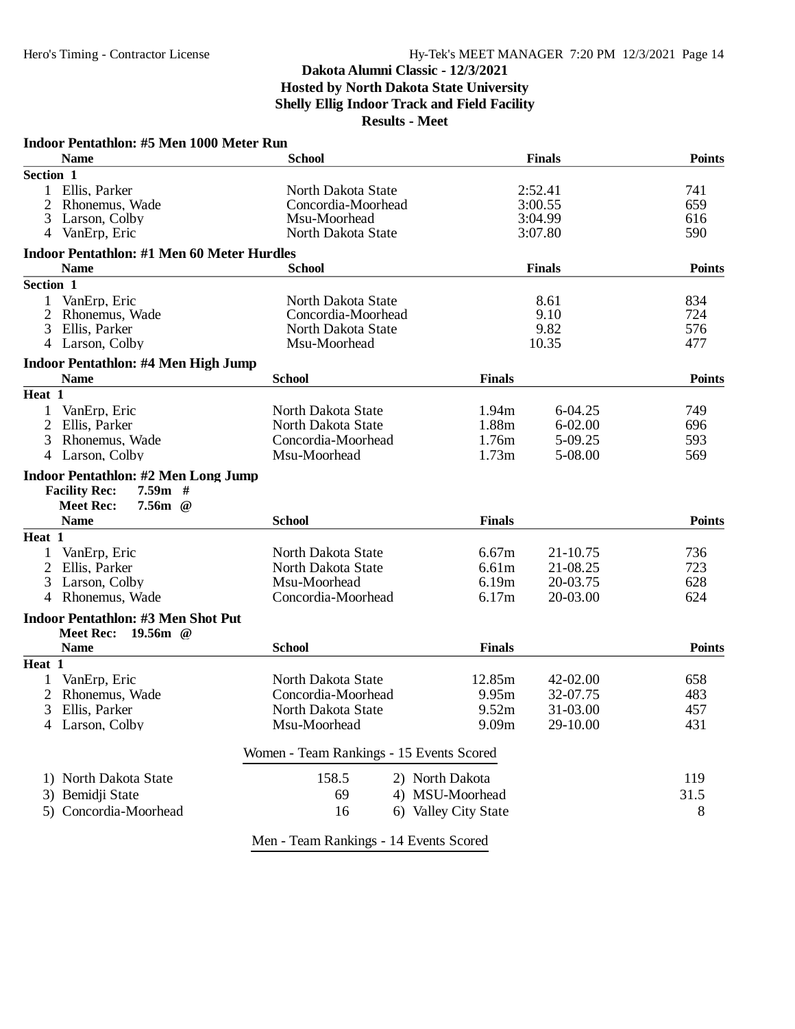## Dakota Alumni Classic - 12/3/2021
### Hosted by North Dakota State University
### Shelly Ellig Indoor Track and Field Facility
### Results - Meet

**Indoor Pentathlon: #5 Men 1000 Meter Run**

| | Name | School | Finals | Points |
|---|---|---|---|---|
| **Section 1** | | | | |
| 1 | Ellis, Parker | North Dakota State | 2:52.41 | 741 |
| 2 | Rhonemus, Wade | Concordia-Moorhead | 3:00.55 | 659 |
| 3 | Larson, Colby | Msu-Moorhead | 3:04.99 | 616 |
| 4 | VanErp, Eric | North Dakota State | 3:07.80 | 590 |

**Indoor Pentathlon: #1 Men 60 Meter Hurdles**

| | Name | School | Finals | Points |
|---|---|---|---|---|
| **Section 1** | | | | |
| 1 | VanErp, Eric | North Dakota State | 8.61 | 834 |
| 2 | Rhonemus, Wade | Concordia-Moorhead | 9.10 | 724 |
| 3 | Ellis, Parker | North Dakota State | 9.82 | 576 |
| 4 | Larson, Colby | Msu-Moorhead | 10.35 | 477 |

**Indoor Pentathlon: #4 Men High Jump**

| | Name | School | Finals | | Points |
|---|---|---|---|---|---|
| **Heat 1** | | | | | |
| 1 | VanErp, Eric | North Dakota State | 1.94m | 6-04.25 | 749 |
| 2 | Ellis, Parker | North Dakota State | 1.88m | 6-02.00 | 696 |
| 3 | Rhonemus, Wade | Concordia-Moorhead | 1.76m | 5-09.25 | 593 |
| 4 | Larson, Colby | Msu-Moorhead | 1.73m | 5-08.00 | 569 |

**Indoor Pentathlon: #2 Men Long Jump**

**Facility Rec:** 7.59m #
**Meet Rec:** 7.56m @

| | Name | School | Finals | | Points |
|---|---|---|---|---|---|
| **Heat 1** | | | | | |
| 1 | VanErp, Eric | North Dakota State | 6.67m | 21-10.75 | 736 |
| 2 | Ellis, Parker | North Dakota State | 6.61m | 21-08.25 | 723 |
| 3 | Larson, Colby | Msu-Moorhead | 6.19m | 20-03.75 | 628 |
| 4 | Rhonemus, Wade | Concordia-Moorhead | 6.17m | 20-03.00 | 624 |

**Indoor Pentathlon: #3 Men Shot Put**

**Meet Rec:** 19.56m @

| | Name | School | Finals | | Points |
|---|---|---|---|---|---|
| **Heat 1** | | | | | |
| 1 | VanErp, Eric | North Dakota State | 12.85m | 42-02.00 | 658 |
| 2 | Rhonemus, Wade | Concordia-Moorhead | 9.95m | 32-07.75 | 483 |
| 3 | Ellis, Parker | North Dakota State | 9.52m | 31-03.00 | 457 |
| 4 | Larson, Colby | Msu-Moorhead | 9.09m | 29-10.00 | 431 |

**Women - Team Rankings - 15 Events Scored**

| Team | Points | Team | Points |
|---|---|---|---|
| 1) North Dakota State | 158.5 | 2) North Dakota | 119 |
| 3) Bemidji State | 69 | 4) MSU-Moorhead | 31.5 |
| 5) Concordia-Moorhead | 16 | 6) Valley City State | 8 |

**Men - Team Rankings - 14 Events Scored**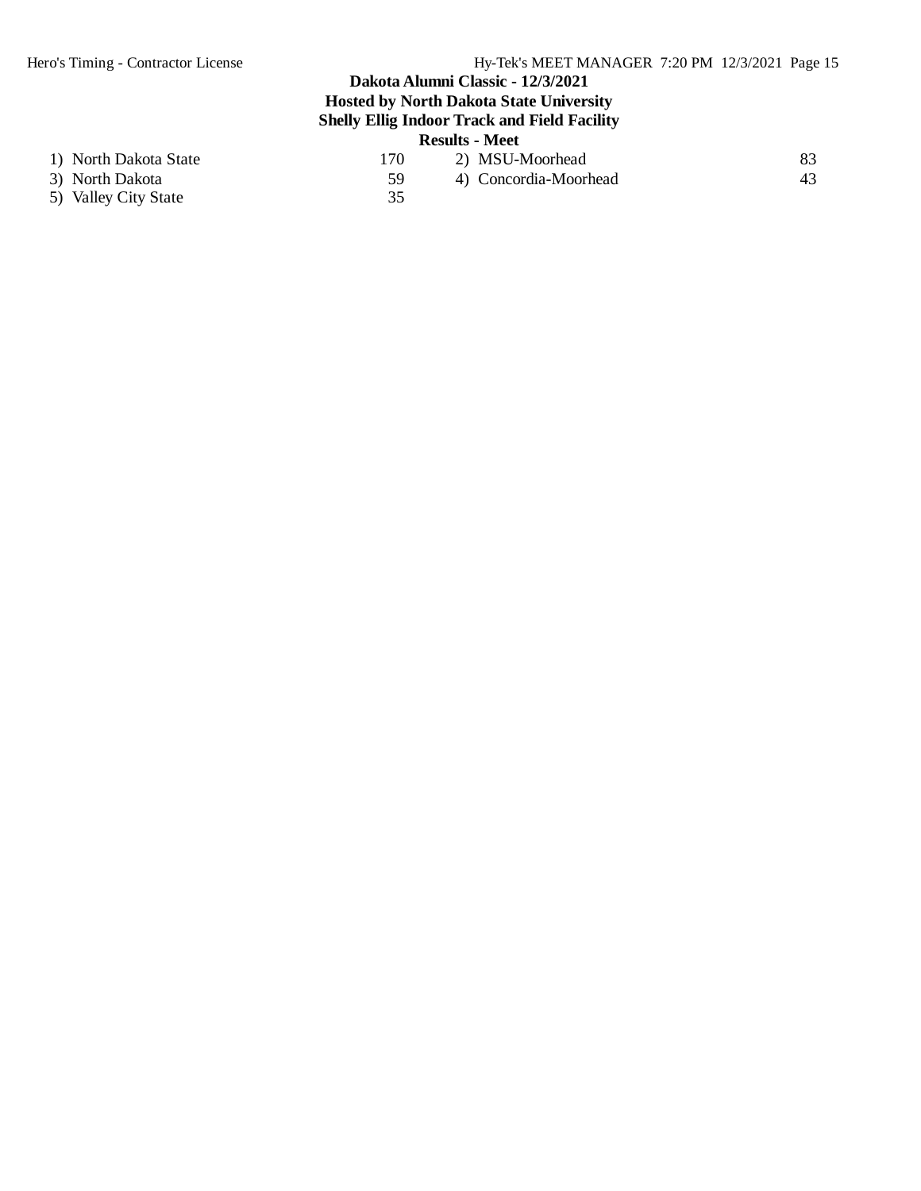# Dakota Alumni Classic - 12/3/2021

## Hosted by North Dakota State University

## Shelly Ellig Indoor Track and Field Facility

### Results - Meet

| | | | |
|---|---|---|---|
| 1) North Dakota State | 170 | 2) MSU-Moorhead | 83 |
| 3) North Dakota | 59 | 4) Concordia-Moorhead | 43 |
| 5) Valley City State | 35 | | |